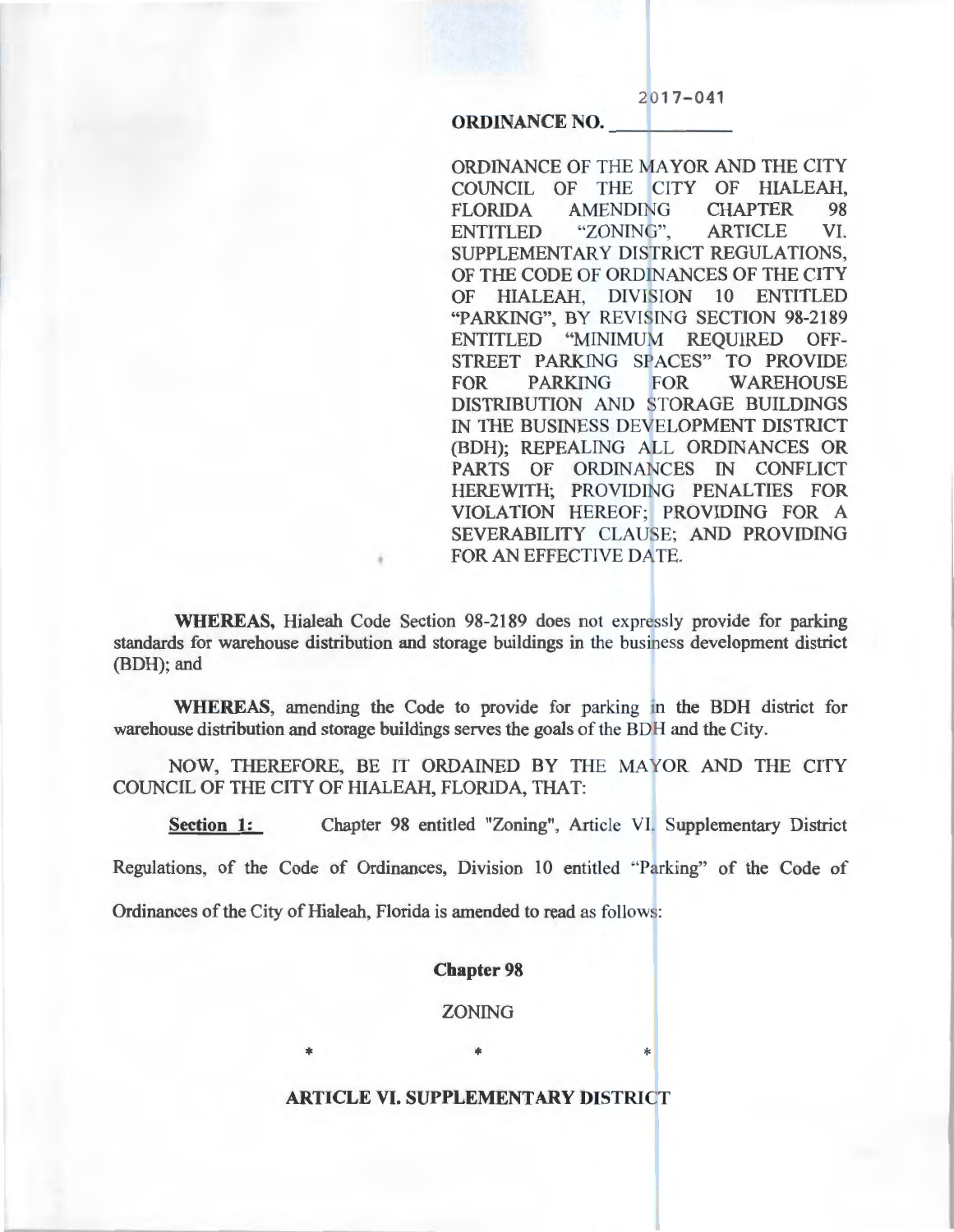**ORDINANCE NO. 2017-041**

ORDINANCE OF THE MAYOR AND THE CITY COUNCIL OF THE CITY OF HIALEAH, FLORIDA AMENDING CHAPTER 98 ENTITLED "ZONING", ARTICLE VI. SUPPLEMENTARY DISTRICT REGULATIONS, OF THE CODE OF ORDINANCES OF THE CITY OF HIALEAH, DIVISION 10 ENTITLED "PARKING", BY REVISING SECTION 98-2189 ENTITLED "MINIMUM REQUIRED OFF-STREET PARKING SPACES" TO PROVIDE FOR PARKING FOR WAREHOUSE DISTRIBUTION AND STORAGE BUILDINGS IN THE BUSINESS DEVELOPMENT DISTRICT (BDH); REPEALING ALL ORDINANCES OR PARTS OF ORDINANCES IN CONFLICT HEREWITH; PROVIDING PENALTIES FOR VIOLATION HEREOF; PROVIDING FOR A SEVERABILITY CLAUSE; AND PROVIDING FOR AN EFFECTIVE DATE.

**WHEREAS,** Hialeah Code Section 98-2189 does not expressly provide for parking standards for warehouse distribution and storage buildings in the business development district (BDH); and

**WHEREAS**, amending the Code to provide for parking in the BDH district for warehouse distribution and storage buildings serves the goals of the BDH and the City.

NOW, THEREFORE, BE IT ORDAINED BY THE MAYOR AND THE CITY COUNCIL OF THE CITY OF HIALEAH, FLORIDA, THAT:

**Section 1:** Chapter 98 entitled "Zoning", Article VI. Supplementary District Regulations, of the Code of Ordinances, Division 10 entitled "Parking" of the Code of Ordinances of the City of Hialeah, Florida is amended to read as follows:

**Chapter 98**

ZONING

\* \* \*

**ARTICLE VI. SUPPLEMENTARY DISTRICT**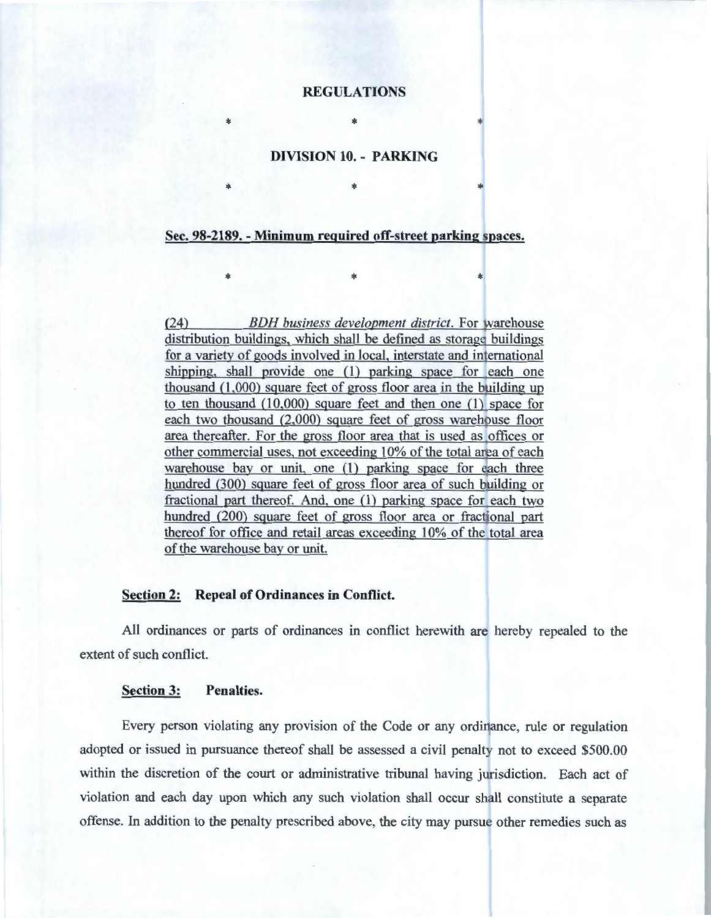**REGULATIONS**

\* \* \*

**DIVISION 10. - PARKING**

\* \* \*

**Sec. 98-2189. - Minimum required off-street parking spaces.**

\* \* \*

(24) *BDH business development district*. For warehouse distribution buildings, which shall be defined as storage buildings for a variety of goods involved in local, interstate and international shipping, shall provide one (1) parking space for each one thousand (1,000) square feet of gross floor area in the building up to ten thousand (10,000) square feet and then one (1) space for each two thousand (2,000) square feet of gross warehouse floor area thereafter. For the gross floor area that is used as offices or other commercial uses, not exceeding 10% of the total area of each warehouse bay or unit, one (1) parking space for each three hundred (300) square feet of gross floor area of such building or fractional part thereof. And, one (1) parking space for each two hundred (200) square feet of gross floor area or fractional part thereof for office and retail areas exceeding 10% of the total area of the warehouse bay or unit.

**Section 2: Repeal of Ordinances in Conflict.**

All ordinances or parts of ordinances in conflict herewith are hereby repealed to the extent of such conflict.

**Section 3: Penalties.**

Every person violating any provision of the Code or any ordinance, rule or regulation adopted or issued in pursuance thereof shall be assessed a civil penalty not to exceed $500.00 within the discretion of the court or administrative tribunal having jurisdiction. Each act of violation and each day upon which any such violation shall occur shall constitute a separate offense. In addition to the penalty prescribed above, the city may pursue other remedies such as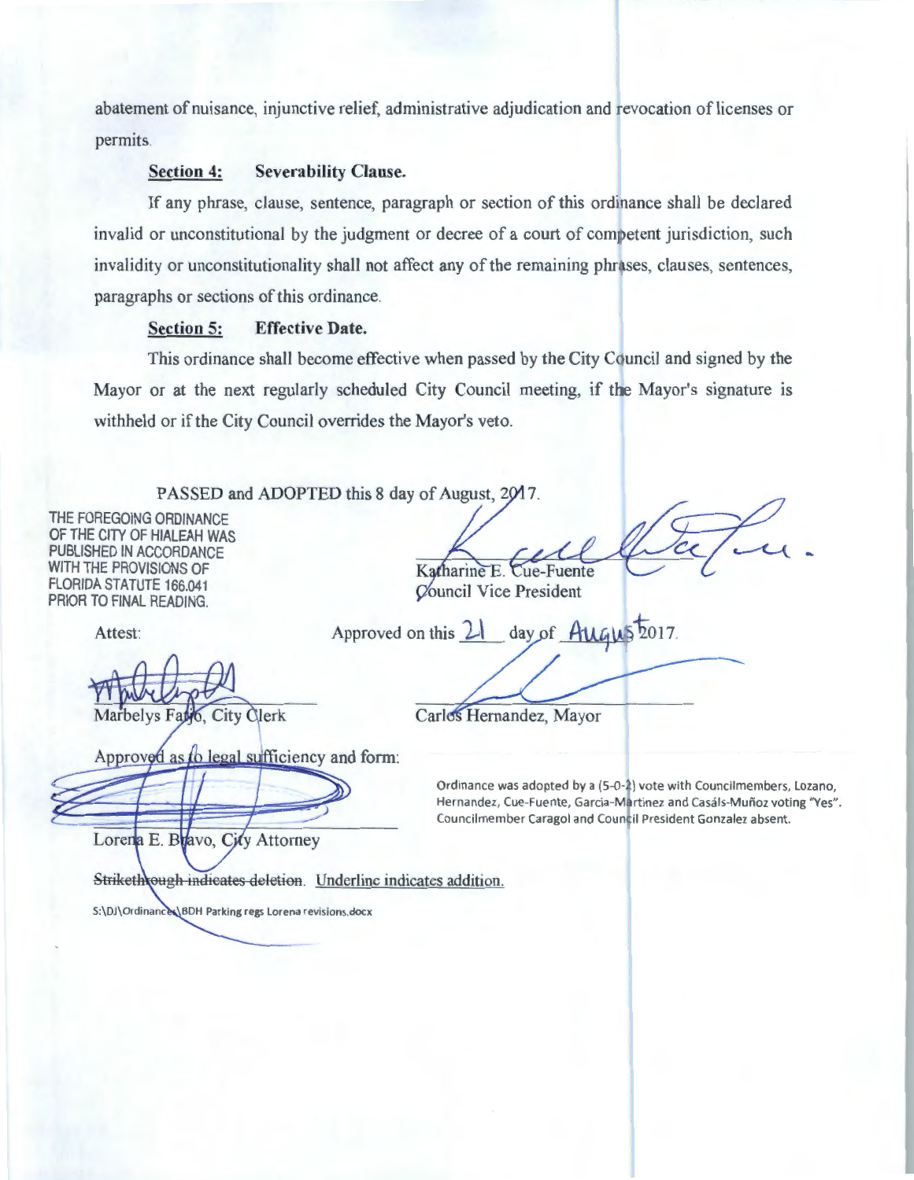abatement of nuisance, injunctive relief, administrative adjudication and revocation of licenses or permits.

**Section 4: Severability Clause.**

If any phrase, clause, sentence, paragraph or section of this ordinance shall be declared invalid or unconstitutional by the judgment or decree of a court of competent jurisdiction, such invalidity or unconstitutionality shall not affect any of the remaining phrases, clauses, sentences, paragraphs or sections of this ordinance.

**Section 5: Effective Date.**

This ordinance shall become effective when passed by the City Council and signed by the Mayor or at the next regularly scheduled City Council meeting, if the Mayor's signature is withheld or if the City Council overrides the Mayor's veto.

PASSED and ADOPTED this 8 day of August, 2017.

THE FOREGOING ORDINANCE OF THE CITY OF HIALEAH WAS PUBLISHED IN ACCORDANCE WITH THE PROVISIONS OF FLORIDA STATUTE 166.041 PRIOR TO FINAL READING.

Katharine E. Cue-Fuente
Council Vice President

Attest:

Approved on this 21 day of August 2017.

Marbelys Fatjo, City Clerk

Carlos Hernandez, Mayor

Approved as to legal sufficiency and form:

Lorena E. Bravo, City Attorney

Ordinance was adopted by a (5-0-2) vote with Councilmembers, Lozano, Hernandez, Cue-Fuente, Garcia-Martinez and Casáls-Muñoz voting "Yes". Councilmember Caragol and Council President Gonzalez absent.

~~Strikethrough indicates deletion~~. Underline indicates addition.

S:\DJ\Ordinances\BDH Parking regs Lorena revisions.docx